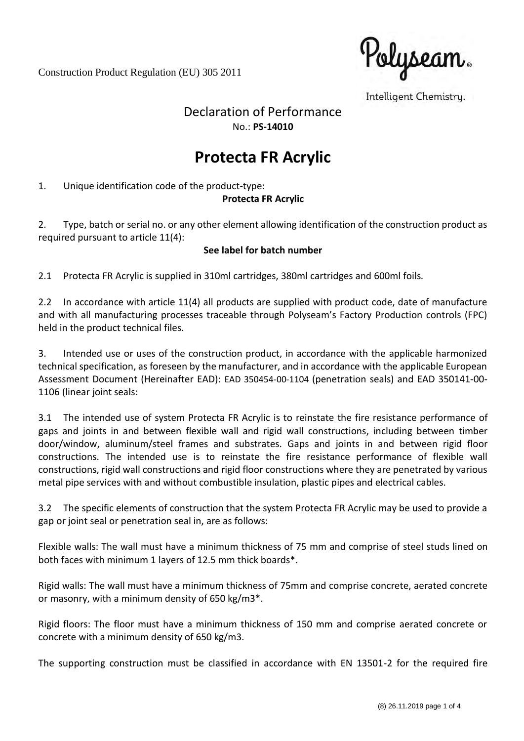Construction Product Regulation (EU) 305 2011

Polyseam®

Intelligent Chemistry.

# Declaration of Performance

No.: **PS-14010**

# Protecta FR Acrylic

1. Unique identification code of the product-type:

**Protecta FR Acrylic**

2. Type, batch or serial no. or any other element allowing identification of the construction product as required pursuant to article 11(4):

**See label for batch number**

2.1 Protecta FR Acrylic is supplied in 310ml cartridges, 380ml cartridges and 600ml foils.

2.2 In accordance with article 11(4) all products are supplied with product code, date of manufacture and with all manufacturing processes traceable through Polyseam's Factory Production controls (FPC) held in the product technical files.

3. Intended use or uses of the construction product, in accordance with the applicable harmonized technical specification, as foreseen by the manufacturer, and in accordance with the applicable European Assessment Document (Hereinafter EAD): EAD 350454-00-1104 (penetration seals) and EAD 350141-00-1106 (linear joint seals:

3.1 The intended use of system Protecta FR Acrylic is to reinstate the fire resistance performance of gaps and joints in and between flexible wall and rigid wall constructions, including between timber door/window, aluminum/steel frames and substrates. Gaps and joints in and between rigid floor constructions. The intended use is to reinstate the fire resistance performance of flexible wall constructions, rigid wall constructions and rigid floor constructions where they are penetrated by various metal pipe services with and without combustible insulation, plastic pipes and electrical cables.

3.2 The specific elements of construction that the system Protecta FR Acrylic may be used to provide a gap or joint seal or penetration seal in, are as follows:

Flexible walls: The wall must have a minimum thickness of 75 mm and comprise of steel studs lined on both faces with minimum 1 layers of 12.5 mm thick boards*.

Rigid walls: The wall must have a minimum thickness of 75mm and comprise concrete, aerated concrete or masonry, with a minimum density of 650 kg/m3*.

Rigid floors: The floor must have a minimum thickness of 150 mm and comprise aerated concrete or concrete with a minimum density of 650 kg/m3.

The supporting construction must be classified in accordance with EN 13501-2 for the required fire

(8) 26.11.2019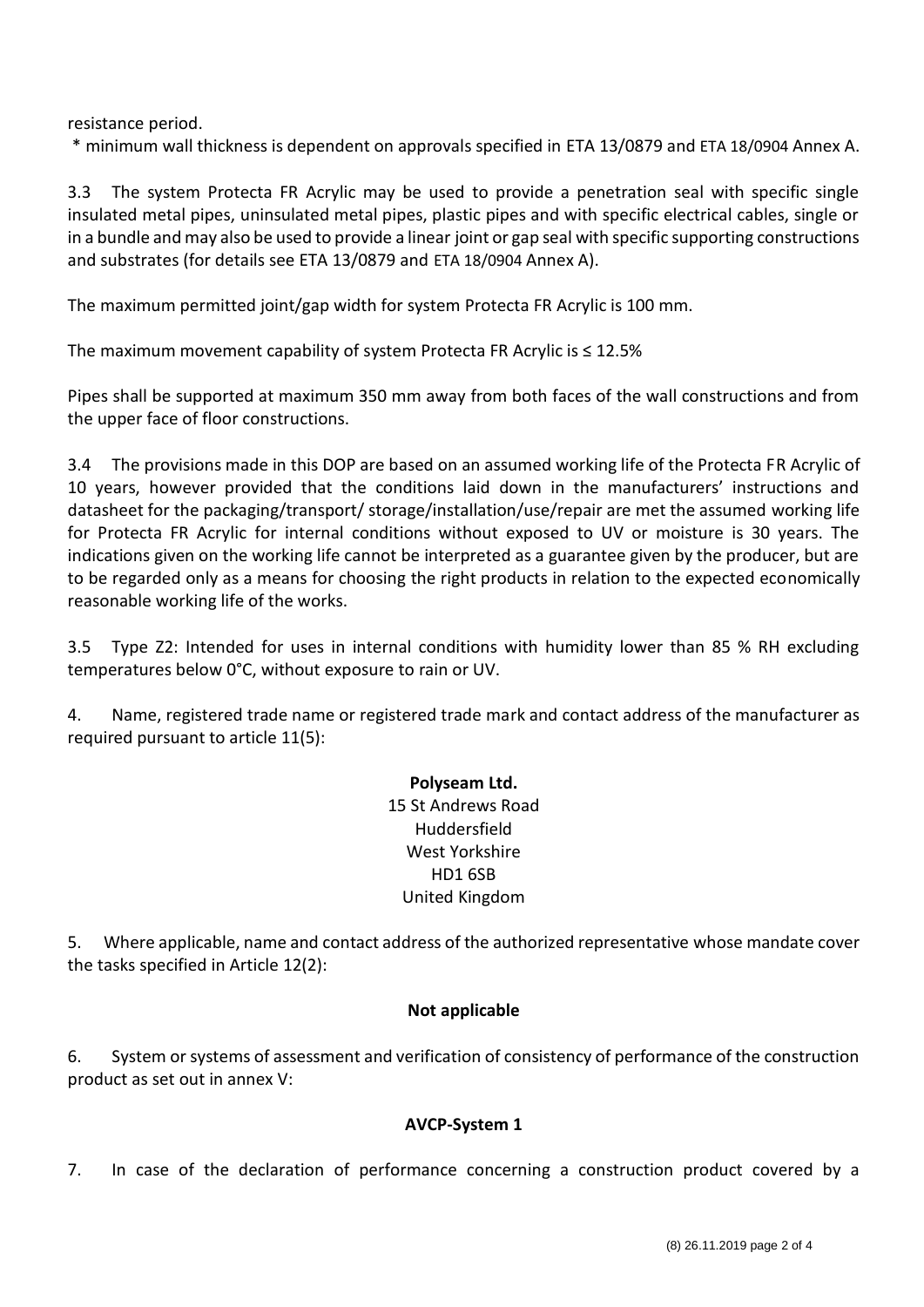resistance period.

\* minimum wall thickness is dependent on approvals specified in ETA 13/0879 and ETA 18/0904 Annex A.

3.3 The system Protecta FR Acrylic may be used to provide a penetration seal with specific single insulated metal pipes, uninsulated metal pipes, plastic pipes and with specific electrical cables, single or in a bundle and may also be used to provide a linear joint or gap seal with specific supporting constructions and substrates (for details see ETA 13/0879 and ETA 18/0904 Annex A).

The maximum permitted joint/gap width for system Protecta FR Acrylic is 100 mm.

The maximum movement capability of system Protecta FR Acrylic is ≤ 12.5%

Pipes shall be supported at maximum 350 mm away from both faces of the wall constructions and from the upper face of floor constructions.

3.4 The provisions made in this DOP are based on an assumed working life of the Protecta FR Acrylic of 10 years, however provided that the conditions laid down in the manufacturers' instructions and datasheet for the packaging/transport/ storage/installation/use/repair are met the assumed working life for Protecta FR Acrylic for internal conditions without exposed to UV or moisture is 30 years. The indications given on the working life cannot be interpreted as a guarantee given by the producer, but are to be regarded only as a means for choosing the right products in relation to the expected economically reasonable working life of the works.

3.5 Type Z2: Intended for uses in internal conditions with humidity lower than 85 % RH excluding temperatures below 0°C, without exposure to rain or UV.

4. Name, registered trade name or registered trade mark and contact address of the manufacturer as required pursuant to article 11(5):

**Polyseam Ltd.**
15 St Andrews Road
Huddersfield
West Yorkshire
HD1 6SB
United Kingdom

5. Where applicable, name and contact address of the authorized representative whose mandate cover the tasks specified in Article 12(2):

**Not applicable**

6. System or systems of assessment and verification of consistency of performance of the construction product as set out in annex V:

**AVCP-System 1**

7. In case of the declaration of performance concerning a construction product covered by a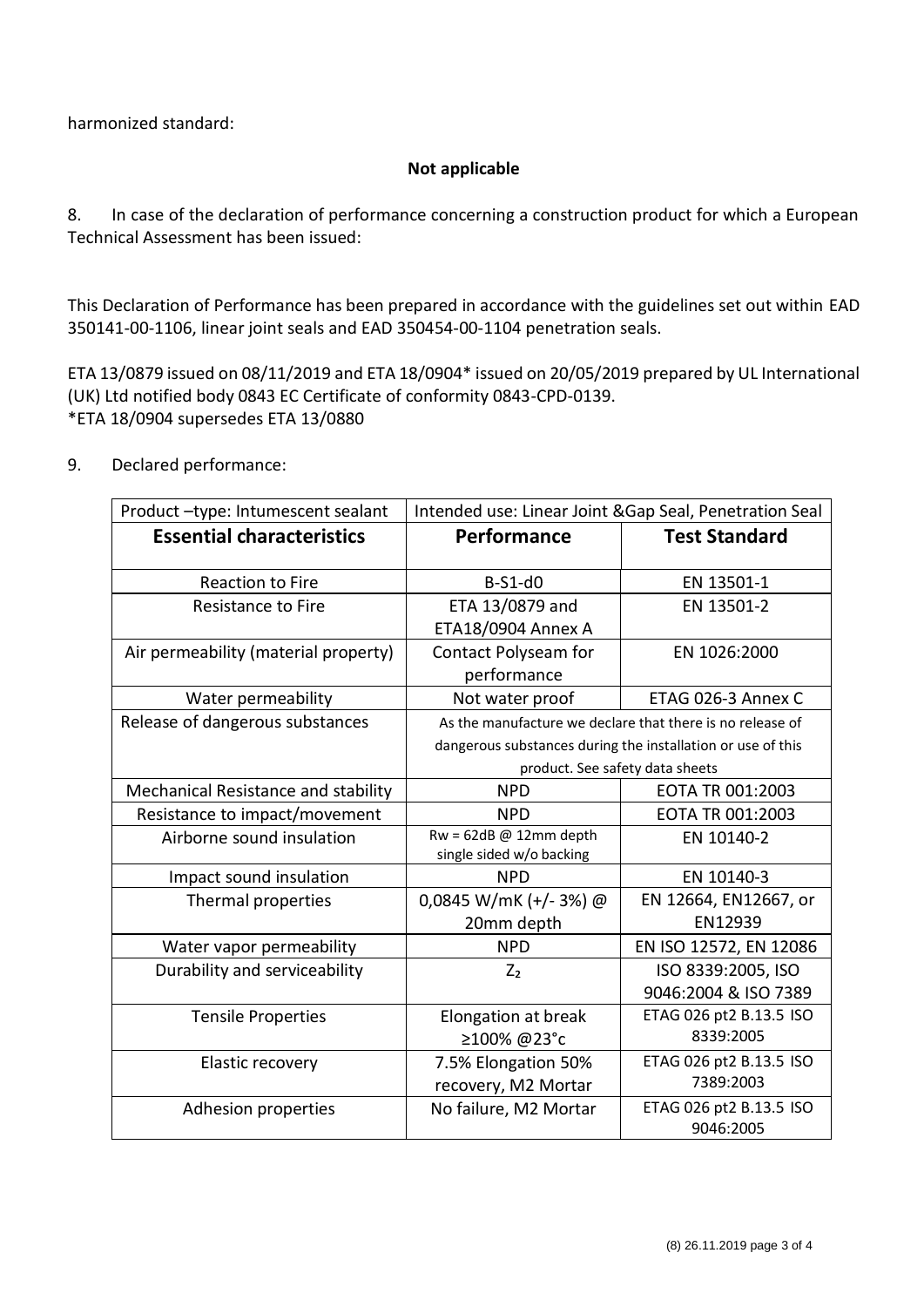harmonized standard:

**Not applicable**

8. In case of the declaration of performance concerning a construction product for which a European Technical Assessment has been issued:

This Declaration of Performance has been prepared in accordance with the guidelines set out within EAD 350141-00-1106, linear joint seals and EAD 350454-00-1104 penetration seals.

ETA 13/0879 issued on 08/11/2019 and ETA 18/0904* issued on 20/05/2019 prepared by UL International (UK) Ltd notified body 0843 EC Certificate of conformity 0843-CPD-0139.
*ETA 18/0904 supersedes ETA 13/0880

9. Declared performance:

| Product –type: Intumescent sealant | Intended use: Linear Joint &Gap Seal, Penetration Seal | |
|---|---|---|
| **Essential characteristics** | **Performance** | **Test Standard** |
| Reaction to Fire | B-S1-d0 | EN 13501-1 |
| Resistance to Fire | ETA 13/0879 and ETA18/0904 Annex A | EN 13501-2 |
| Air permeability (material property) | Contact Polyseam for performance | EN 1026:2000 |
| Water permeability | Not water proof | ETAG 026-3 Annex C |
| Release of dangerous substances | As the manufacture we declare that there is no release of dangerous substances during the installation or use of this product. See safety data sheets | |
| Mechanical Resistance and stability | NPD | EOTA TR 001:2003 |
| Resistance to impact/movement | NPD | EOTA TR 001:2003 |
| Airborne sound insulation | Rw = 62dB @ 12mm depth single sided w/o backing | EN 10140-2 |
| Impact sound insulation | NPD | EN 10140-3 |
| Thermal properties | 0,0845 W/mK (+/- 3%) @ 20mm depth | EN 12664, EN12667, or EN12939 |
| Water vapor permeability | NPD | EN ISO 12572, EN 12086 |
| Durability and serviceability | $Z_2$ | ISO 8339:2005, ISO 9046:2004 & ISO 7389 |
| Tensile Properties | Elongation at break ≥100% @23°c | ETAG 026 pt2 B.13.5 ISO 8339:2005 |
| Elastic recovery | 7.5% Elongation 50% recovery, M2 Mortar | ETAG 026 pt2 B.13.5 ISO 7389:2003 |
| Adhesion properties | No failure, M2 Mortar | ETAG 026 pt2 B.13.5 ISO 9046:2005 |

(8) 26.11.2019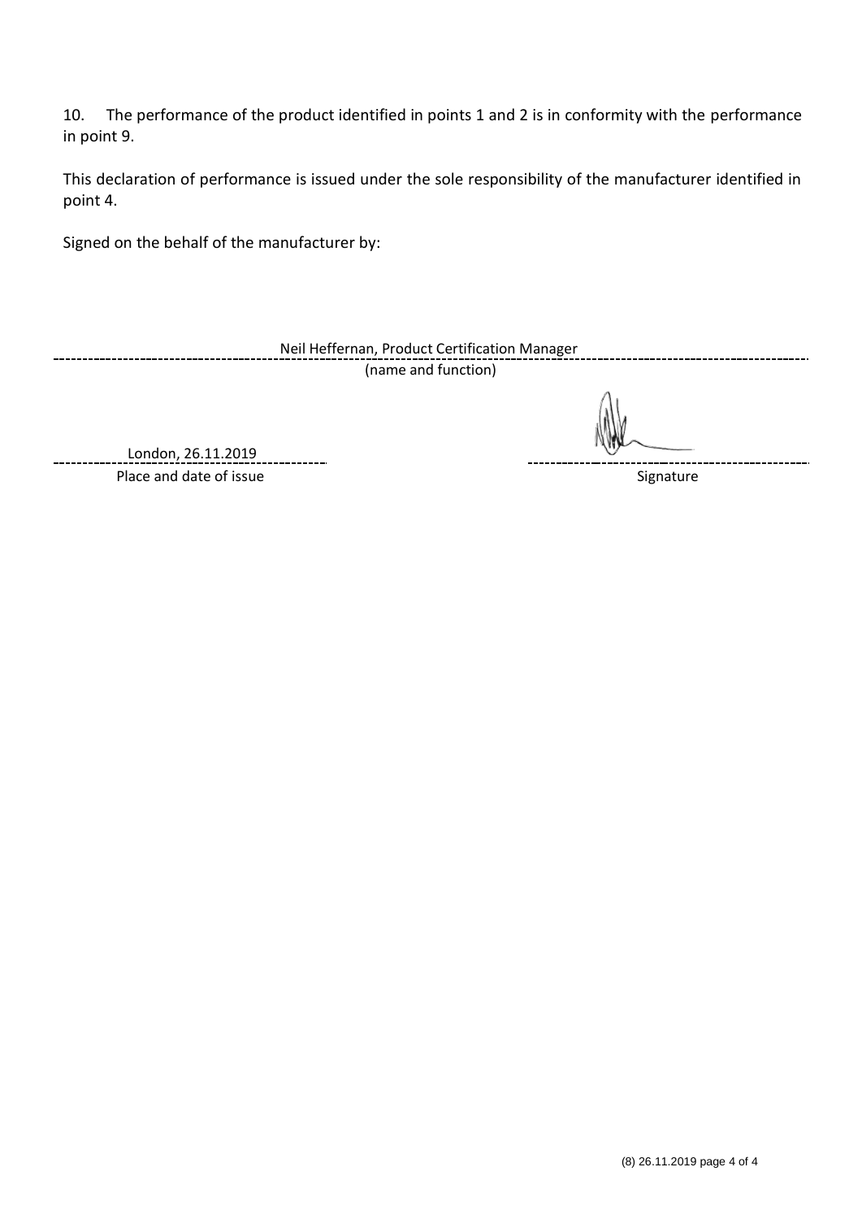10. The performance of the product identified in points 1 and 2 is in conformity with the performance in point 9.

This declaration of performance is issued under the sole responsibility of the manufacturer identified in point 4.

Signed on the behalf of the manufacturer by:

Neil Heffernan, Product Certification Manager

(name and function)

London, 26.11.2019

Place and date of issue

Signature